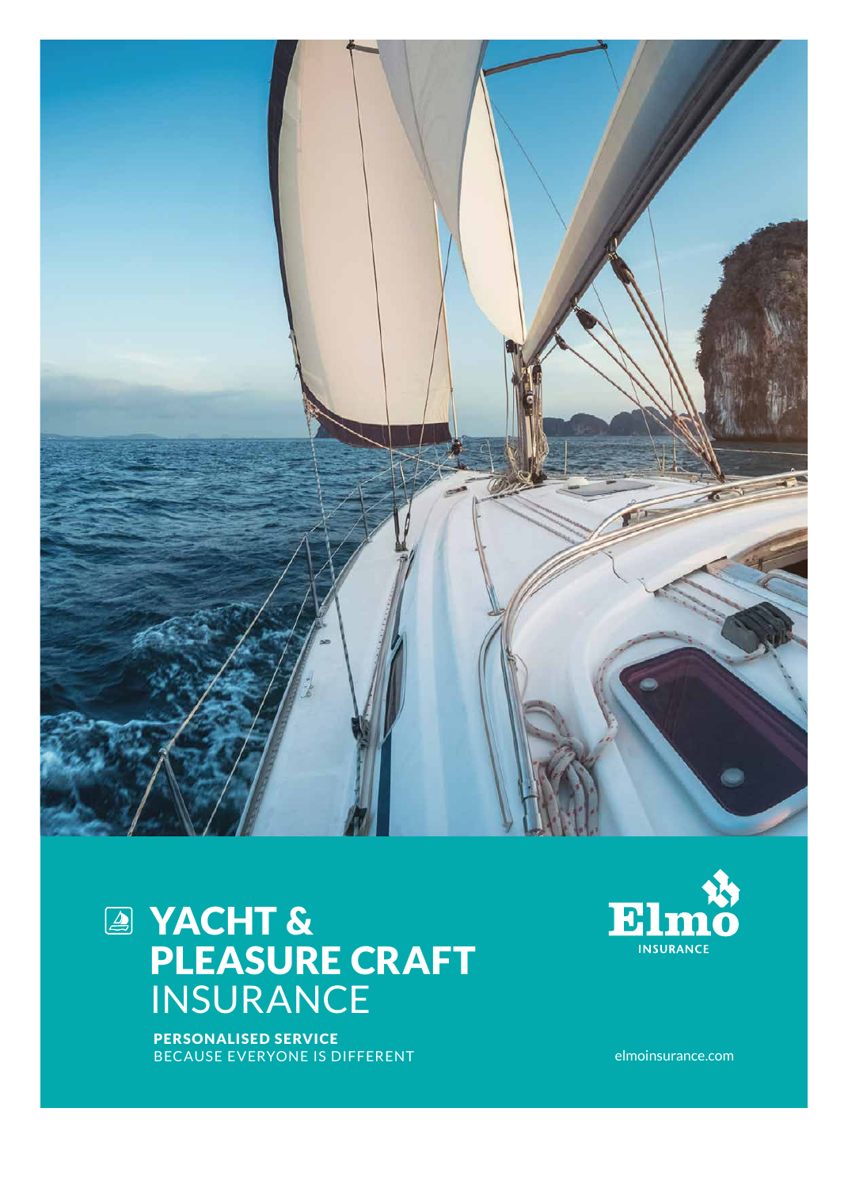# YACHT & PLEASURE CRAFT INSURANCE

**PERSONALISED SERVICE**
BECAUSE EVERYONE IS DIFFERENT

Elmo INSURANCE

elmoinsurance.com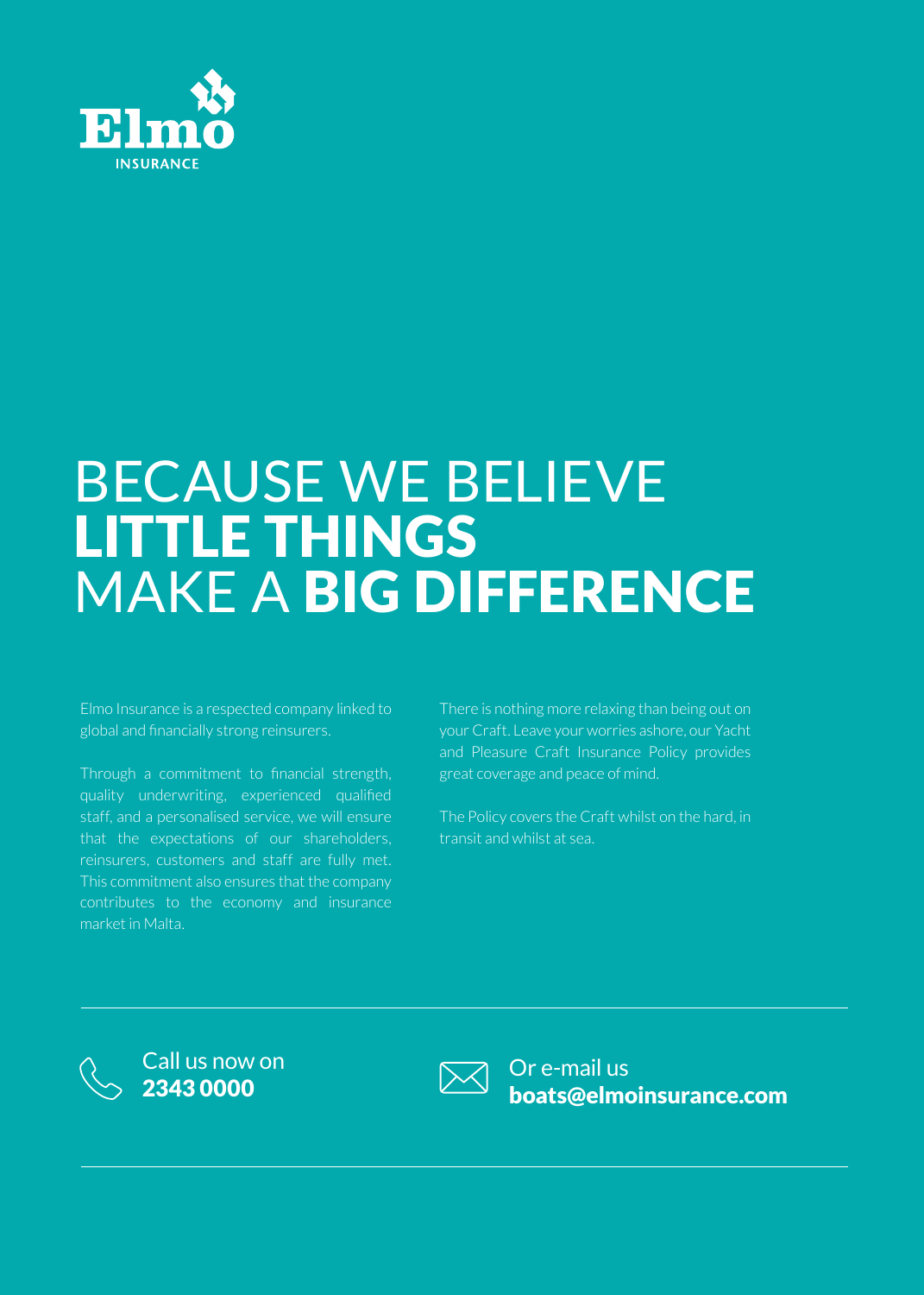Elmo INSURANCE

# BECAUSE WE BELIEVE **LITTLE THINGS** MAKE A **BIG DIFFERENCE**

Elmo Insurance is a respected company linked to global and financially strong reinsurers.

Through a commitment to financial strength, quality underwriting, experienced qualified staff, and a personalised service, we will ensure that the expectations of our shareholders, reinsurers, customers and staff are fully met. This commitment also ensures that the company contributes to the economy and insurance market in Malta.

There is nothing more relaxing than being out on your Craft. Leave your worries ashore, our Yacht and Pleasure Craft Insurance Policy provides great coverage and peace of mind.

The Policy covers the Craft whilst on the hard, in transit and whilst at sea.

---

Call us now on
**2343 0000**

Or e-mail us
**boats@elmoinsurance.com**

---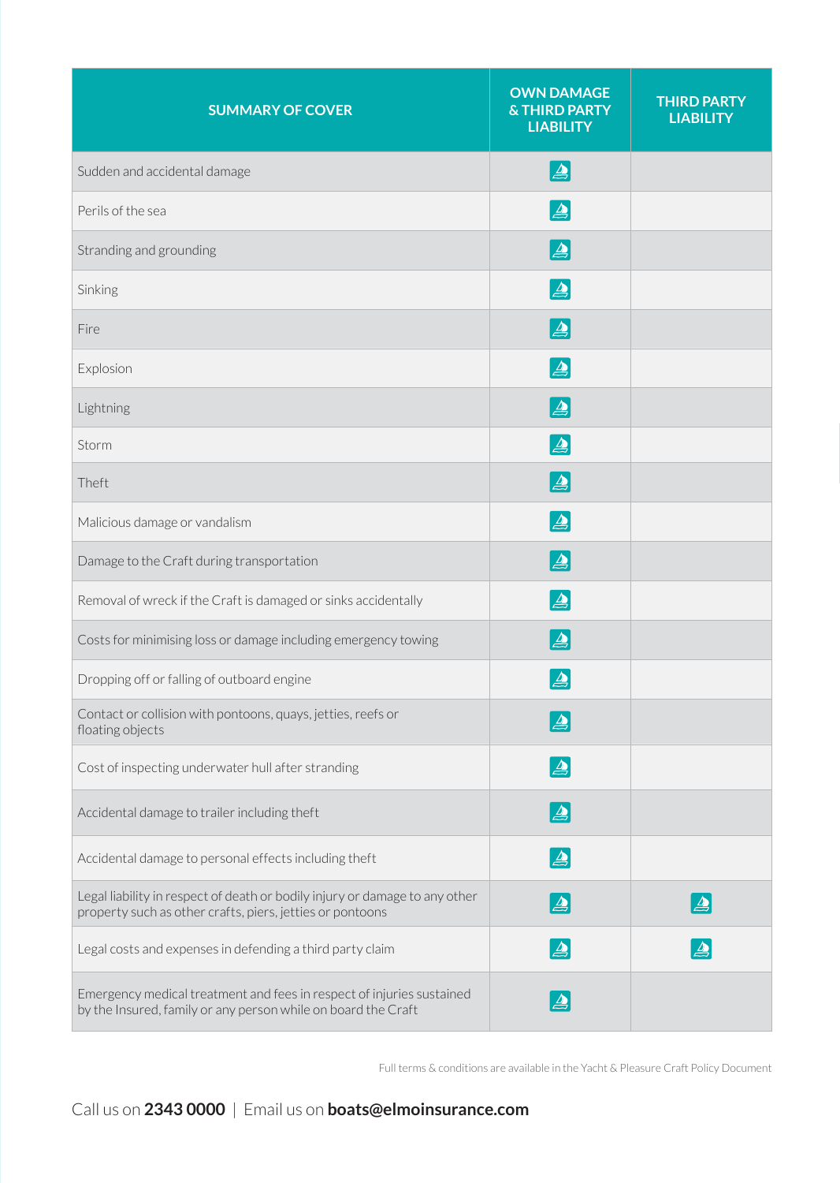| SUMMARY OF COVER | OWN DAMAGE & THIRD PARTY LIABILITY | THIRD PARTY LIABILITY |
|---|---|---|
| Sudden and accidental damage | ✓ | |
| Perils of the sea | ✓ | |
| Stranding and grounding | ✓ | |
| Sinking | ✓ | |
| Fire | ✓ | |
| Explosion | ✓ | |
| Lightning | ✓ | |
| Storm | ✓ | |
| Theft | ✓ | |
| Malicious damage or vandalism | ✓ | |
| Damage to the Craft during transportation | ✓ | |
| Removal of wreck if the Craft is damaged or sinks accidentally | ✓ | |
| Costs for minimising loss or damage including emergency towing | ✓ | |
| Dropping off or falling of outboard engine | ✓ | |
| Contact or collision with pontoons, quays, jetties, reefs or floating objects | ✓ | |
| Cost of inspecting underwater hull after stranding | ✓ | |
| Accidental damage to trailer including theft | ✓ | |
| Accidental damage to personal effects including theft | ✓ | |
| Legal liability in respect of death or bodily injury or damage to any other property such as other crafts, piers, jetties or pontoons | ✓ | ✓ |
| Legal costs and expenses in defending a third party claim | ✓ | ✓ |
| Emergency medical treatment and fees in respect of injuries sustained by the Insured, family or any person while on board the Craft | ✓ | |

Full terms & conditions are available in the Yacht & Pleasure Craft Policy Document

Call us on **2343 0000** | Email us on **boats@elmoinsurance.com**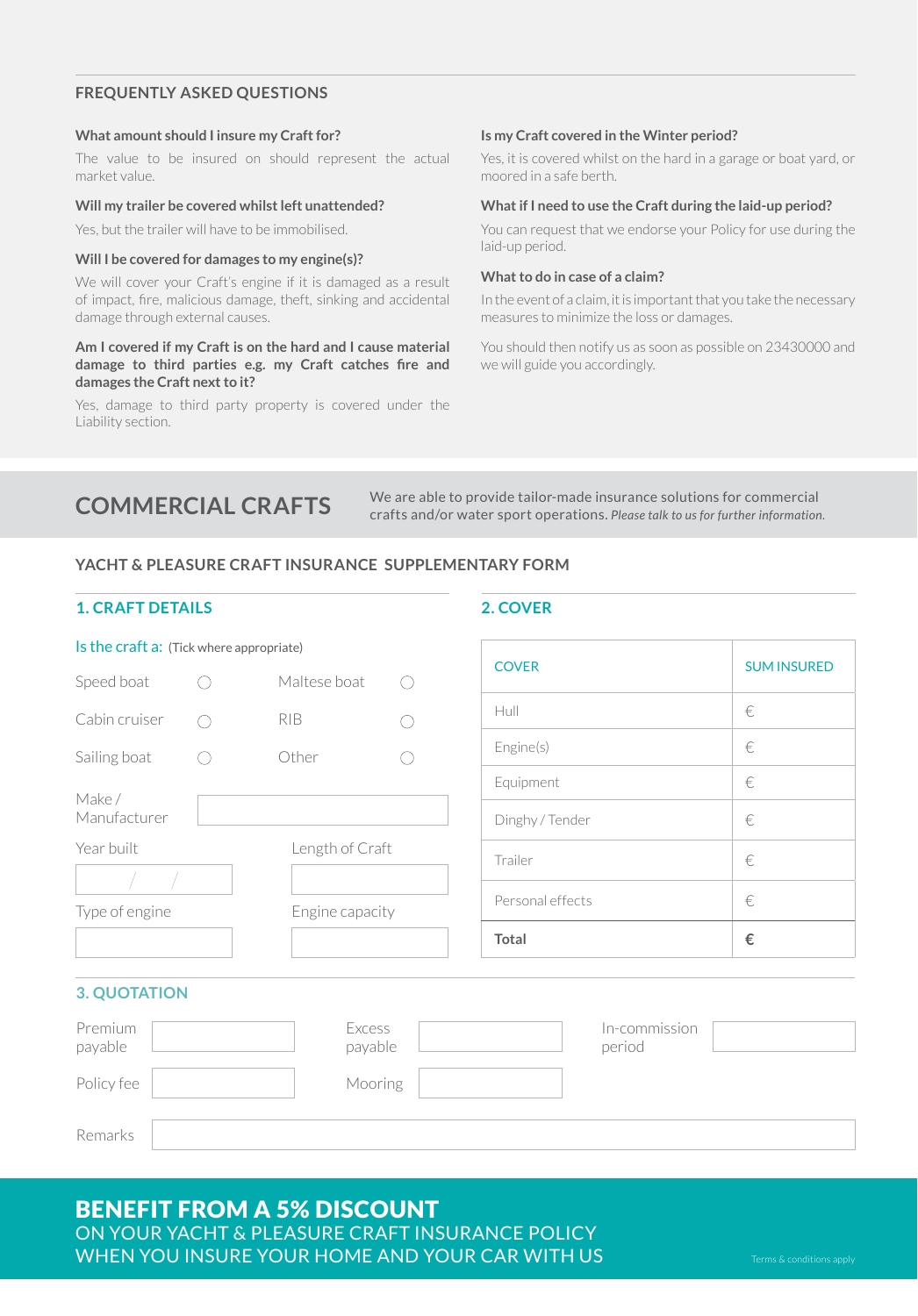## FREQUENTLY ASKED QUESTIONS

**What amount should I insure my Craft for?**

The value to be insured on should represent the actual market value.

**Will my trailer be covered whilst left unattended?**

Yes, but the trailer will have to be immobilised.

**Will I be covered for damages to my engine(s)?**

We will cover your Craft's engine if it is damaged as a result of impact, fire, malicious damage, theft, sinking and accidental damage through external causes.

**Am I covered if my Craft is on the hard and I cause material damage to third parties e.g. my Craft catches fire and damages the Craft next to it?**

Yes, damage to third party property is covered under the Liability section.

**Is my Craft covered in the Winter period?**

Yes, it is covered whilst on the hard in a garage or boat yard, or moored in a safe berth.

**What if I need to use the Craft during the laid-up period?**

You can request that we endorse your Policy for use during the laid-up period.

**What to do in case of a claim?**

In the event of a claim, it is important that you take the necessary measures to minimize the loss or damages.

You should then notify us as soon as possible on 23430000 and we will guide you accordingly.

## COMMERCIAL CRAFTS

We are able to provide tailor-made insurance solutions for commercial crafts and/or water sport operations. *Please talk to us for further information.*

## YACHT & PLEASURE CRAFT INSURANCE SUPPLEMENTARY FORM

### 1. CRAFT DETAILS

Is the craft a: (Tick where appropriate)

- ◯ Speed boat
- ◯ Maltese boat
- ◯ Cabin cruiser
- ◯ RIB
- ◯ Sailing boat
- ◯ Other

Make / Manufacturer: ____________________

Year built: ___ / ___ / ___

Length of Craft: ____________________

Type of engine: ____________________

Engine capacity: ____________________

### 2. COVER

| COVER | SUM INSURED |
|---|---|
| Hull | € |
| Engine(s) | € |
| Equipment | € |
| Dinghy / Tender | € |
| Trailer | € |
| Personal effects | € |
| **Total** | **€** |

### 3. QUOTATION

Premium payable: ____________________

Excess payable: ____________________

In-commission period: ____________________

Policy fee: ____________________

Mooring: ____________________

Remarks: ____________________

## BENEFIT FROM A 5% DISCOUNT

ON YOUR YACHT & PLEASURE CRAFT INSURANCE POLICY WHEN YOU INSURE YOUR HOME AND YOUR CAR WITH US

Terms & conditions apply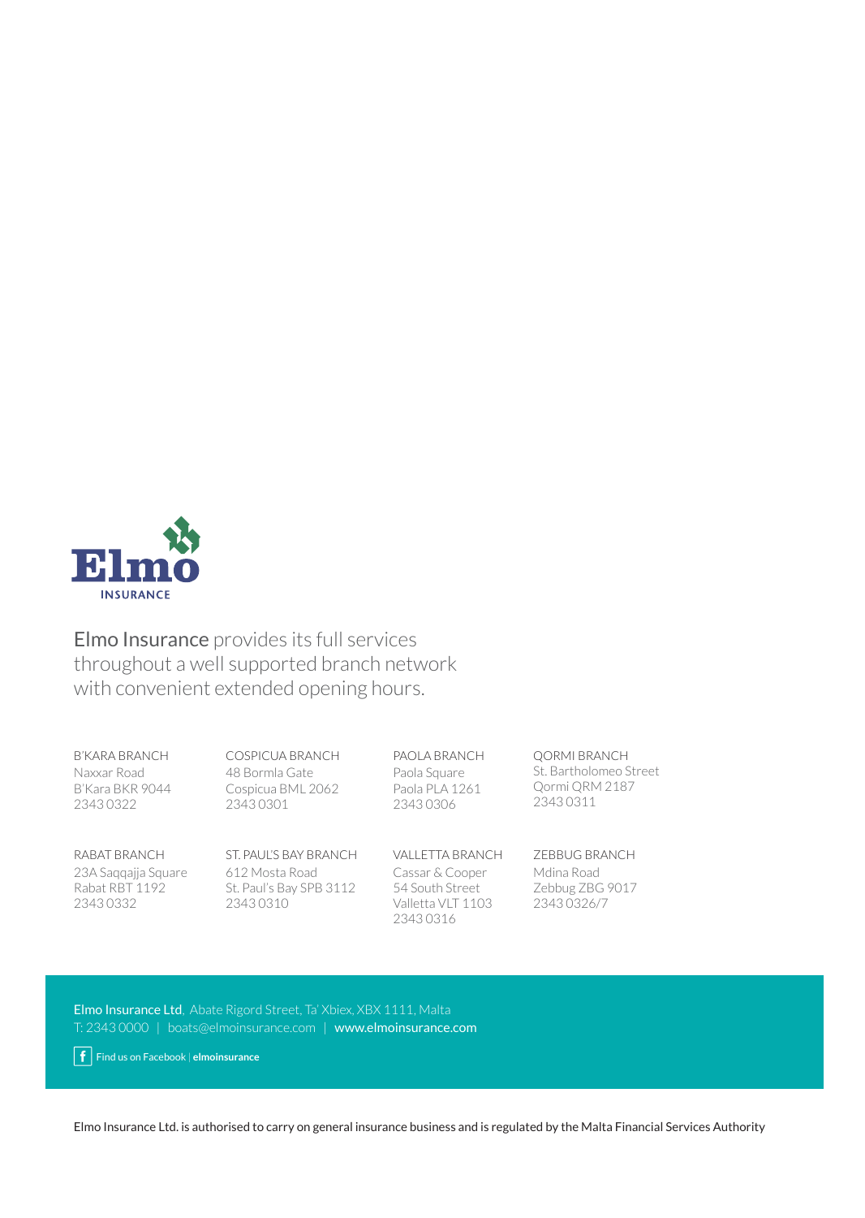Elmo

INSURANCE

Elmo Insurance provides its full services throughout a well supported branch network with convenient extended opening hours.

B'KARA BRANCH
Naxxar Road
B'Kara BKR 9044
2343 0322

COSPICUA BRANCH
48 Bormla Gate
Cospicua BML 2062
2343 0301

PAOLA BRANCH
Paola Square
Paola PLA 1261
2343 0306

QORMI BRANCH
St. Bartholomeo Street
Qormi QRM 2187
2343 0311

RABAT BRANCH
23A Saqqajja Square
Rabat RBT 1192
2343 0332

ST. PAUL'S BAY BRANCH
612 Mosta Road
St. Paul's Bay SPB 3112
2343 0310

VALLETTA BRANCH
Cassar & Cooper
54 South Street
Valletta VLT 1103
2343 0316

ZEBBUG BRANCH
Mdina Road
Zebbug ZBG 9017
2343 0326/7

Elmo Insurance Ltd, Abate Rigord Street, Ta' Xbiex, XBX 1111, Malta
T: 2343 0000 | boats@elmoinsurance.com | www.elmoinsurance.com

Find us on Facebook | **elmoinsurance**

Elmo Insurance Ltd. is authorised to carry on general insurance business and is regulated by the Malta Financial Services Authority